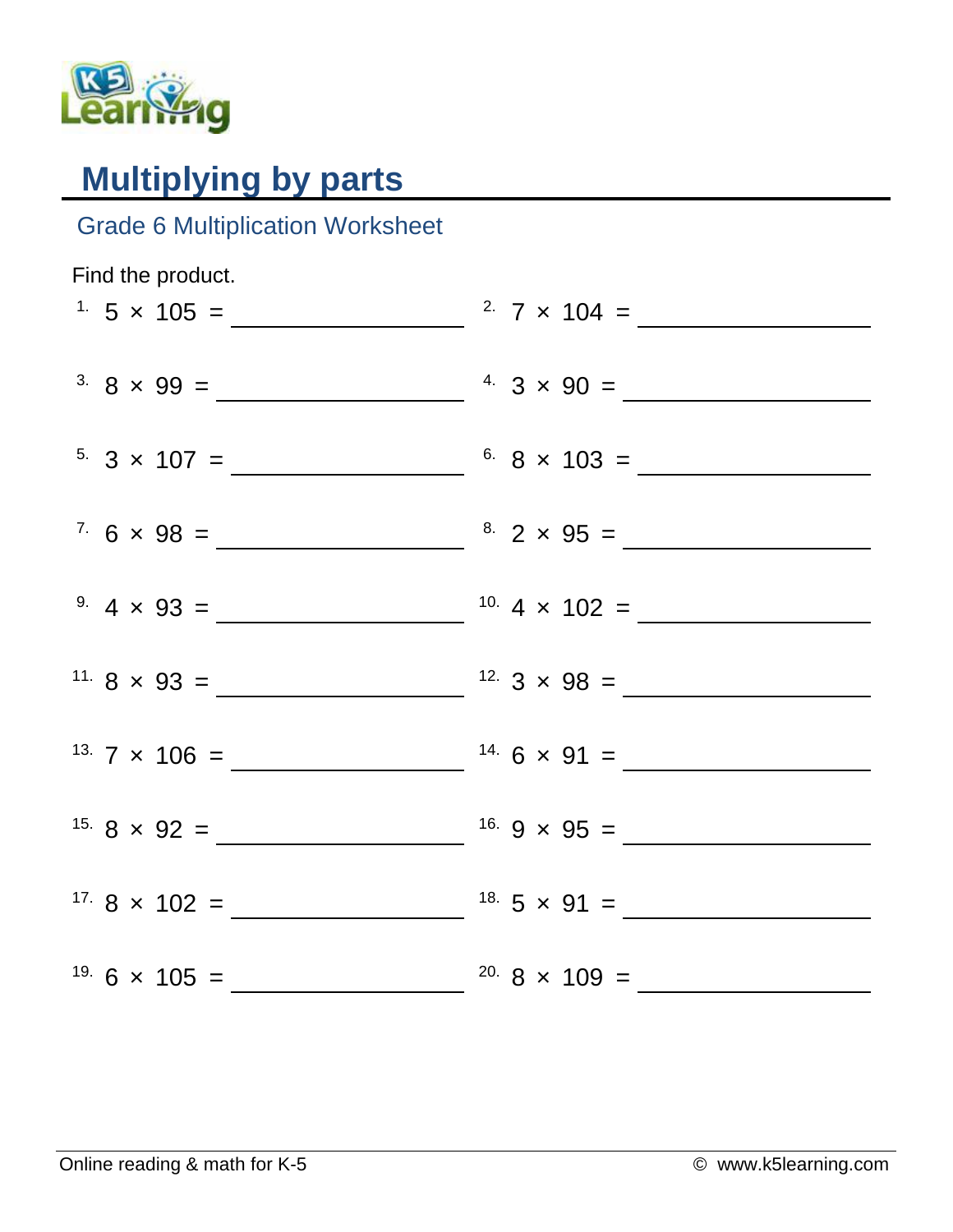# Multiplying by parts

## Grade 6 Multiplication Worksheet

Find the product.

1. $5 \times 105 =$ \_\_\_\_\_\_\_\_\_\_

2. $7 \times 104 =$ \_\_\_\_\_\_\_\_\_\_

3. $8 \times 99 =$ \_\_\_\_\_\_\_\_\_\_

4. $3 \times 90 =$ \_\_\_\_\_\_\_\_\_\_

5. $3 \times 107 =$ \_\_\_\_\_\_\_\_\_\_

6. $8 \times 103 =$ \_\_\_\_\_\_\_\_\_\_

7. $6 \times 98 =$ \_\_\_\_\_\_\_\_\_\_

8. $2 \times 95 =$ \_\_\_\_\_\_\_\_\_\_

9. $4 \times 93 =$ \_\_\_\_\_\_\_\_\_\_

10. $4 \times 102 =$ \_\_\_\_\_\_\_\_\_\_

11. $8 \times 93 =$ \_\_\_\_\_\_\_\_\_\_

12. $3 \times 98 =$ \_\_\_\_\_\_\_\_\_\_

13. $7 \times 106 =$ \_\_\_\_\_\_\_\_\_\_

14. $6 \times 91 =$ \_\_\_\_\_\_\_\_\_\_

15. $8 \times 92 =$ \_\_\_\_\_\_\_\_\_\_

16. $9 \times 95 =$ \_\_\_\_\_\_\_\_\_\_

17. $8 \times 102 =$ \_\_\_\_\_\_\_\_\_\_

18. $5 \times 91 =$ \_\_\_\_\_\_\_\_\_\_

19. $6 \times 105 =$ \_\_\_\_\_\_\_\_\_\_

20. $8 \times 109 =$ \_\_\_\_\_\_\_\_\_\_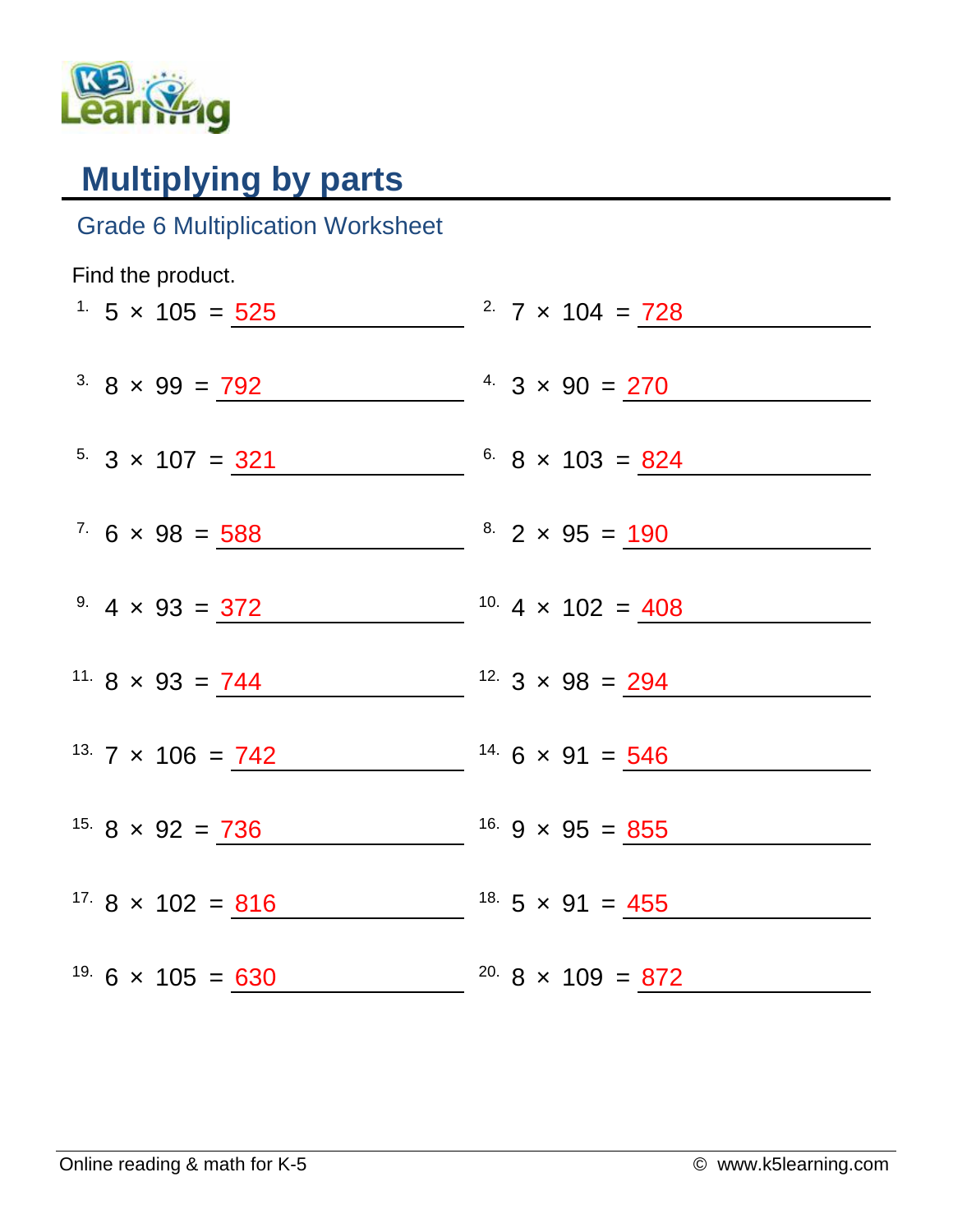# Multiplying by parts

## Grade 6 Multiplication Worksheet

Find the product.

1. $5 \times 105 =$ 525
2. $7 \times 104 =$ 728
3. $8 \times 99 =$ 792
4. $3 \times 90 =$ 270
5. $3 \times 107 =$ 321
6. $8 \times 103 =$ 824
7. $6 \times 98 =$ 588
8. $2 \times 95 =$ 190
9. $4 \times 93 =$ 372
10. $4 \times 102 =$ 408
11. $8 \times 93 =$ 744
12. $3 \times 98 =$ 294
13. $7 \times 106 =$ 742
14. $6 \times 91 =$ 546
15. $8 \times 92 =$ 736
16. $9 \times 95 =$ 855
17. $8 \times 102 =$ 816
18. $5 \times 91 =$ 455
19. $6 \times 105 =$ 630
20. $8 \times 109 =$ 872